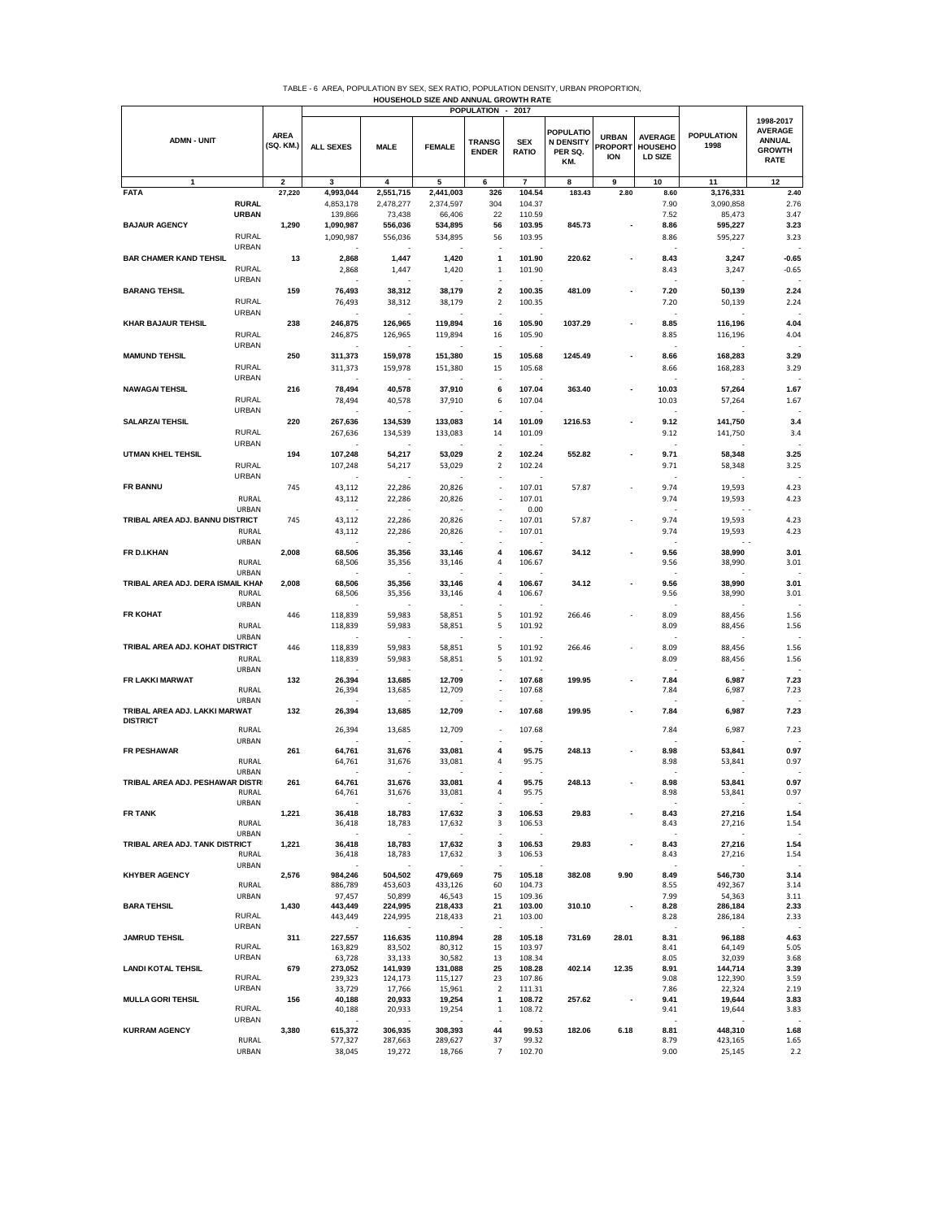TABLE - 6 AREA, POPULATION BY SEX, SEX RATIO, POPULATION DENSITY, URBAN PROPORTION, HOUSEHOLD SIZE AND ANNUAL GROWTH RATE

| ADMN - UNIT | | AREA (SQ. KM.) | POPULATION - 2017 | | | | | | | | POPULATION 1998 | 1998-2017 AVERAGE ANNUAL GROWTH RATE |
|---|---|---|---|---|---|---|---|---|---|---|---|---|
| | | | ALL SEXES | MALE | FEMALE | TRANSGENDER | SEX RATIO | POPULATION DENSITY PER SQ. KM. | URBAN PROPORTION | AVERAGE HOUSEHOLD SIZE | | |
| 1 | | 2 | 3 | 4 | 5 | 6 | 7 | 8 | 9 | 10 | 11 | 12 |
| **FATA** | | **27,220** | **4,993,044** | **2,551,715** | **2,441,003** | **326** | **104.54** | **183.43** | **2.80** | **8.60** | **3,176,331** | **2.40** |
| | **RURAL** | | 4,853,178 | 2,478,277 | 2,374,597 | 304 | 104.37 | | | 7.90 | 3,090,858 | 2.76 |
| | **URBAN** | | 139,866 | 73,438 | 66,406 | 22 | 110.59 | | | 7.52 | 85,473 | 3.47 |
| **BAJAUR AGENCY** | | **1,290** | **1,090,987** | **556,036** | **534,895** | **56** | **103.95** | **845.73** | **-** | **8.86** | **595,227** | **3.23** |
| | RURAL | | 1,090,987 | 556,036 | 534,895 | 56 | 103.95 | | | 8.86 | 595,227 | 3.23 |
| | URBAN | | - | - | - | - | - | | | - | - | - |
| **BAR CHAMER KAND TEHSIL** | | **13** | **2,868** | **1,447** | **1,420** | **1** | **101.90** | **220.62** | **-** | **8.43** | **3,247** | **-0.65** |
| | RURAL | | 2,868 | 1,447 | 1,420 | 1 | 101.90 | | | 8.43 | 3,247 | -0.65 |
| | URBAN | | - | - | - | - | - | | | - | - | - |
| **BARANG TEHSIL** | | **159** | **76,493** | **38,312** | **38,179** | **2** | **100.35** | **481.09** | **-** | **7.20** | **50,139** | **2.24** |
| | RURAL | | 76,493 | 38,312 | 38,179 | 2 | 100.35 | | | 7.20 | 50,139 | 2.24 |
| | URBAN | | - | - | - | - | - | | | - | - | - |
| **KHAR BAJAUR TEHSIL** | | **238** | **246,875** | **126,965** | **119,894** | **16** | **105.90** | **1037.29** | **-** | **8.85** | **116,196** | **4.04** |
| | RURAL | | 246,875 | 126,965 | 119,894 | 16 | 105.90 | | | 8.85 | 116,196 | 4.04 |
| | URBAN | | - | - | - | - | - | | | - | - | - |
| **MAMUND TEHSIL** | | **250** | **311,373** | **159,978** | **151,380** | **15** | **105.68** | **1245.49** | **-** | **8.66** | **168,283** | **3.29** |
| | RURAL | | 311,373 | 159,978 | 151,380 | 15 | 105.68 | | | 8.66 | 168,283 | 3.29 |
| | URBAN | | - | - | - | - | - | | | - | - | - |
| **NAWAGAI TEHSIL** | | **216** | **78,494** | **40,578** | **37,910** | **6** | **107.04** | **363.40** | **-** | **10.03** | **57,264** | **1.67** |
| | RURAL | | 78,494 | 40,578 | 37,910 | 6 | 107.04 | | | 10.03 | 57,264 | 1.67 |
| | URBAN | | - | - | - | - | - | | | - | - | - |
| **SALARZAI TEHSIL** | | **220** | **267,636** | **134,539** | **133,083** | **14** | **101.09** | **1216.53** | **-** | **9.12** | **141,750** | **3.4** |
| | RURAL | | 267,636 | 134,539 | 133,083 | 14 | 101.09 | | | 9.12 | 141,750 | 3.4 |
| | URBAN | | - | - | - | - | - | | | - | - | - |
| **UTMAN KHEL TEHSIL** | | **194** | **107,248** | **54,217** | **53,029** | **2** | **102.24** | **552.82** | **-** | **9.71** | **58,348** | **3.25** |
| | RURAL | | 107,248 | 54,217 | 53,029 | 2 | 102.24 | | | 9.71 | 58,348 | 3.25 |
| | URBAN | | - | - | - | - | - | | | - | - | - |
| **FR BANNU** | | 745 | 43,112 | 22,286 | 20,826 | - | 107.01 | 57.87 | - | 9.74 | 19,593 | 4.23 |
| | RURAL | | 43,112 | 22,286 | 20,826 | - | 107.01 | | | 9.74 | 19,593 | 4.23 |
| | URBAN | | - | - | - | - | 0.00 | | | - | - - | |
| **TRIBAL AREA ADJ. BANNU DISTRICT** | | 745 | 43,112 | 22,286 | 20,826 | - | 107.01 | 57.87 | - | 9.74 | 19,593 | 4.23 |
| | RURAL | | 43,112 | 22,286 | 20,826 | - | 107.01 | | | 9.74 | 19,593 | 4.23 |
| | URBAN | | - | - | - | - | - | | | - | - - | |
| **FR D.I.KHAN** | | **2,008** | **68,506** | **35,356** | **33,146** | **4** | **106.67** | **34.12** | **-** | **9.56** | **38,990** | **3.01** |
| | RURAL | | 68,506 | 35,356 | 33,146 | 4 | 106.67 | | | 9.56 | 38,990 | 3.01 |
| | URBAN | | - | - | - | - | - | | | - | - | - |
| **TRIBAL AREA ADJ. DERA ISMAIL KHAN** | | **2,008** | **68,506** | **35,356** | **33,146** | **4** | **106.67** | **34.12** | **-** | **9.56** | **38,990** | **3.01** |
| | RURAL | | 68,506 | 35,356 | 33,146 | 4 | 106.67 | | | 9.56 | 38,990 | 3.01 |
| | URBAN | | - | - | - | - | - | | | - | - | - |
| **FR KOHAT** | | 446 | 118,839 | 59,983 | 58,851 | 5 | 101.92 | 266.46 | - | 8.09 | 88,456 | 1.56 |
| | RURAL | | 118,839 | 59,983 | 58,851 | 5 | 101.92 | | | 8.09 | 88,456 | 1.56 |
| | URBAN | | - | - | - | - | - | | | - | - | - |
| **TRIBAL AREA ADJ. KOHAT DISTRICT** | | 446 | 118,839 | 59,983 | 58,851 | 5 | 101.92 | 266.46 | - | 8.09 | 88,456 | 1.56 |
| | RURAL | | 118,839 | 59,983 | 58,851 | 5 | 101.92 | | | 8.09 | 88,456 | 1.56 |
| | URBAN | | - | - | - | - | - | | | - | - | - |
| **FR LAKKI MARWAT** | | **132** | **26,394** | **13,685** | **12,709** | **-** | **107.68** | **199.95** | **-** | **7.84** | **6,987** | **7.23** |
| | RURAL | | 26,394 | 13,685 | 12,709 | - | 107.68 | | | 7.84 | 6,987 | 7.23 |
| | URBAN | | - | - | - | - | - | | | - | - | - |
| **TRIBAL AREA ADJ. LAKKI MARWAT DISTRICT** | | **132** | **26,394** | **13,685** | **12,709** | **-** | **107.68** | **199.95** | **-** | **7.84** | **6,987** | **7.23** |
| | RURAL | | 26,394 | 13,685 | 12,709 | - | 107.68 | | | 7.84 | 6,987 | 7.23 |
| | URBAN | | - | - | - | - | - | | | - | - | - |
| **FR PESHAWAR** | | **261** | **64,761** | **31,676** | **33,081** | **4** | **95.75** | **248.13** | **-** | **8.98** | **53,841** | **0.97** |
| | RURAL | | 64,761 | 31,676 | 33,081 | 4 | 95.75 | | | 8.98 | 53,841 | 0.97 |
| | URBAN | | - | - | - | - | - | | | - | - | - |
| **TRIBAL AREA ADJ. PESHAWAR DISTRICT** | | **261** | **64,761** | **31,676** | **33,081** | **4** | **95.75** | **248.13** | **-** | **8.98** | **53,841** | **0.97** |
| | RURAL | | 64,761 | 31,676 | 33,081 | 4 | 95.75 | | | 8.98 | 53,841 | 0.97 |
| | URBAN | | - | - | - | - | - | | | - | - | - |
| **FR TANK** | | **1,221** | **36,418** | **18,783** | **17,632** | **3** | **106.53** | **29.83** | **-** | **8.43** | **27,216** | **1.54** |
| | RURAL | | 36,418 | 18,783 | 17,632 | 3 | 106.53 | | | 8.43 | 27,216 | 1.54 |
| | URBAN | | - | - | - | - | - | | | - | - | - |
| **TRIBAL AREA ADJ. TANK DISTRICT** | | **1,221** | **36,418** | **18,783** | **17,632** | **3** | **106.53** | **29.83** | **-** | **8.43** | **27,216** | **1.54** |
| | RURAL | | 36,418 | 18,783 | 17,632 | 3 | 106.53 | | | 8.43 | 27,216 | 1.54 |
| | URBAN | | - | - | - | - | - | | | - | - | - |
| **KHYBER AGENCY** | | **2,576** | **984,246** | **504,502** | **479,669** | **75** | **105.18** | **382.08** | **9.90** | **8.49** | **546,730** | **3.14** |
| | RURAL | | 886,789 | 453,603 | 433,126 | 60 | 104.73 | | | 8.55 | 492,367 | 3.14 |
| | URBAN | | 97,457 | 50,899 | 46,543 | 15 | 109.36 | | | 7.99 | 54,363 | 3.11 |
| **BARA TEHSIL** | | **1,430** | **443,449** | **224,995** | **218,433** | **21** | **103.00** | **310.10** | **-** | **8.28** | **286,184** | **2.33** |
| | RURAL | | 443,449 | 224,995 | 218,433 | 21 | 103.00 | | | 8.28 | 286,184 | 2.33 |
| | URBAN | | - | - | - | - | - | | | - | - | - |
| **JAMRUD TEHSIL** | | **311** | **227,557** | **116,635** | **110,894** | **28** | **105.18** | **731.69** | **28.01** | **8.31** | **96,188** | **4.63** |
| | RURAL | | 163,829 | 83,502 | 80,312 | 15 | 103.97 | | | 8.41 | 64,149 | 5.05 |
| | URBAN | | 63,728 | 33,133 | 30,582 | 13 | 108.34 | | | 8.05 | 32,039 | 3.68 |
| **LANDI KOTAL TEHSIL** | | **679** | **273,052** | **141,939** | **131,088** | **25** | **108.28** | **402.14** | **12.35** | **8.91** | **144,714** | **3.39** |
| | RURAL | | 239,323 | 124,173 | 115,127 | 23 | 107.86 | | | 9.08 | 122,390 | 3.59 |
| | URBAN | | 33,729 | 17,766 | 15,961 | 2 | 111.31 | | | 7.86 | 22,324 | 2.19 |
| **MULLA GORI TEHSIL** | | **156** | **40,188** | **20,933** | **19,254** | **1** | **108.72** | **257.62** | **-** | **9.41** | **19,644** | **3.83** |
| | RURAL | | 40,188 | 20,933 | 19,254 | 1 | 108.72 | | | 9.41 | 19,644 | 3.83 |
| | URBAN | | - | - | - | - | - | | | - | - | - |
| **KURRAM AGENCY** | | **3,380** | **615,372** | **306,935** | **308,393** | **44** | **99.53** | **182.06** | **6.18** | **8.81** | **448,310** | **1.68** |
| | RURAL | | 577,327 | 287,663 | 289,627 | 37 | 99.32 | | | 8.79 | 423,165 | 1.65 |
| | URBAN | | 38,045 | 19,272 | 18,766 | 7 | 102.70 | | | 9.00 | 25,145 | 2.2 |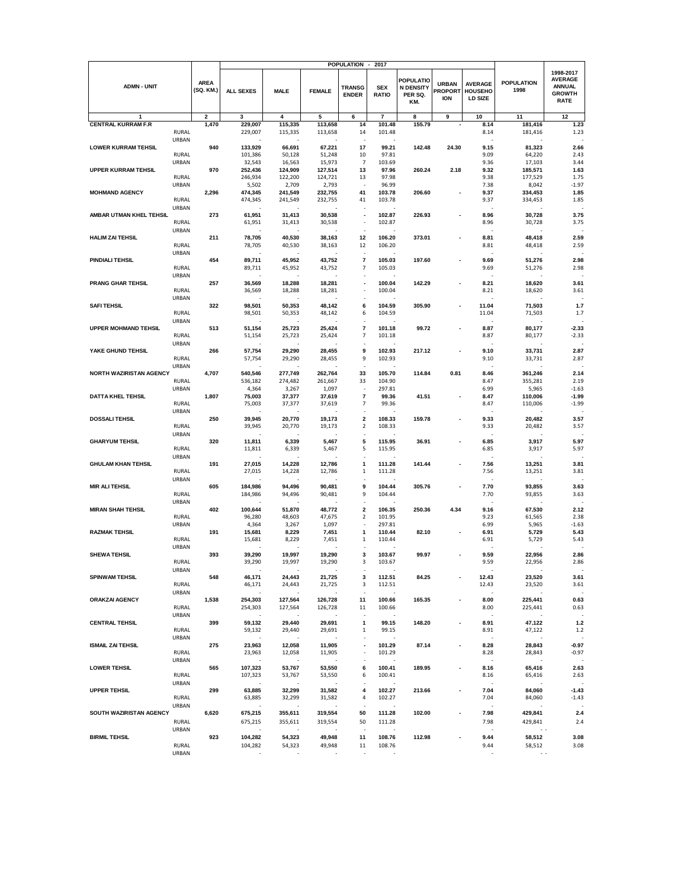| ADMN - UNIT | | AREA (SQ. KM.) | POPULATION - 2017 | | | | | | | | | POPULATION 1998 | 1998-2017 AVERAGE ANNUAL GROWTH RATE |
|---|---|---|---|---|---|---|---|---|---|---|---|---|---|
| | | | ALL SEXES | MALE | FEMALE | TRANSGENDER | SEX RATIO | POPULATION DENSITY PER SQ. KM. | URBAN PROPORTION | AVERAGE HOUSEHOLD SIZE | | | |
| 1 | | 2 | 3 | 4 | 5 | 6 | 7 | 8 | 9 | 10 | | 11 | 12 |
| **CENTRAL KURRAM F.R** | | **1,470** | **229,007** | **115,335** | **113,658** | **14** | **101.48** | **155.79** | **-** | **8.14** | | **181,416** | **1.23** |
| | RURAL | | 229,007 | 115,335 | 113,658 | 14 | 101.48 | | | 8.14 | | 181,416 | 1.23 |
| | URBAN | | - | - | - | - | - | | | - | | - | - |
| **LOWER KURRAM TEHSIL** | | **940** | **133,929** | **66,691** | **67,221** | **17** | **99.21** | **142.48** | **24.30** | **9.15** | | **81,323** | **2.66** |
| | RURAL | | 101,386 | 50,128 | 51,248 | 10 | 97.81 | | | 9.09 | | 64,220 | 2.43 |
| | URBAN | | 32,543 | 16,563 | 15,973 | 7 | 103.69 | | | 9.36 | | 17,103 | 3.44 |
| **UPPER KURRAM TEHSIL** | | **970** | **252,436** | **124,909** | **127,514** | **13** | **97.96** | **260.24** | **2.18** | **9.32** | | **185,571** | **1.63** |
| | RURAL | | 246,934 | 122,200 | 124,721 | 13 | 97.98 | | | 9.38 | | 177,529 | 1.75 |
| | URBAN | | 5,502 | 2,709 | 2,793 | - | 96.99 | | | 7.38 | | 8,042 | -1.97 |
| **MOHMAND AGENCY** | | **2,296** | **474,345** | **241,549** | **232,755** | **41** | **103.78** | **206.60** | **-** | **9.37** | | **334,453** | **1.85** |
| | RURAL | | 474,345 | 241,549 | 232,755 | 41 | 103.78 | | | 9.37 | | 334,453 | 1.85 |
| | URBAN | | - | - | - | - | - | | | - | | - | - |
| **AMBAR UTMAN KHEL TEHSIL** | | **273** | **61,951** | **31,413** | **30,538** | **-** | **102.87** | **226.93** | **-** | **8.96** | | **30,728** | **3.75** |
| | RURAL | | 61,951 | 31,413 | 30,538 | - | 102.87 | | | 8.96 | | 30,728 | 3.75 |
| | URBAN | | - | - | - | - | - | | | - | | - | - |
| **HALIM ZAI TEHSIL** | | **211** | **78,705** | **40,530** | **38,163** | **12** | **106.20** | **373.01** | **-** | **8.81** | | **48,418** | **2.59** |
| | RURAL | | 78,705 | 40,530 | 38,163 | 12 | 106.20 | | | 8.81 | | 48,418 | 2.59 |
| | URBAN | | - | - | - | - | - | | | - | | - | - |
| **PINDIALI TEHSIL** | | **454** | **89,711** | **45,952** | **43,752** | **7** | **105.03** | **197.60** | **-** | **9.69** | | **51,276** | **2.98** |
| | RURAL | | 89,711 | 45,952 | 43,752 | 7 | 105.03 | | | 9.69 | | 51,276 | 2.98 |
| | URBAN | | - | - | - | - | - | | | - | | - | - |
| **PRANG GHAR TEHSIL** | | **257** | **36,569** | **18,288** | **18,281** | **-** | **100.04** | **142.29** | **-** | **8.21** | | **18,620** | **3.61** |
| | RURAL | | 36,569 | 18,288 | 18,281 | - | 100.04 | | | 8.21 | | 18,620 | 3.61 |
| | URBAN | | - | - | - | - | - | | | - | | - | - |
| **SAFI TEHSIL** | | **322** | **98,501** | **50,353** | **48,142** | **6** | **104.59** | **305.90** | **-** | **11.04** | | **71,503** | **1.7** |
| | RURAL | | 98,501 | 50,353 | 48,142 | 6 | 104.59 | | | 11.04 | | 71,503 | 1.7 |
| | URBAN | | - | - | - | - | - | | | - | | - | - |
| **UPPER MOHMAND TEHSIL** | | **513** | **51,154** | **25,723** | **25,424** | **7** | **101.18** | **99.72** | **-** | **8.87** | | **80,177** | **-2.33** |
| | RURAL | | 51,154 | 25,723 | 25,424 | 7 | 101.18 | | | 8.87 | | 80,177 | -2.33 |
| | URBAN | | - | - | - | - | - | | | - | | - | - |
| **YAKE GHUND TEHSIL** | | **266** | **57,754** | **29,290** | **28,455** | **9** | **102.93** | **217.12** | **-** | **9.10** | | **33,731** | **2.87** |
| | RURAL | | 57,754 | 29,290 | 28,455 | 9 | 102.93 | | | 9.10 | | 33,731 | 2.87 |
| | URBAN | | - | - | - | - | - | | | - | | - | - |
| **NORTH WAZIRISTAN AGENCY** | | **4,707** | **540,546** | **277,749** | **262,764** | **33** | **105.70** | **114.84** | **0.81** | **8.46** | | **361,246** | **2.14** |
| | RURAL | | 536,182 | 274,482 | 261,667 | 33 | 104.90 | | | 8.47 | | 355,281 | 2.19 |
| | URBAN | | 4,364 | 3,267 | 1,097 | - | 297.81 | | | 6.99 | | 5,965 | -1.63 |
| **DATTA KHEL TEHSIL** | | **1,807** | **75,003** | **37,377** | **37,619** | **7** | **99.36** | **41.51** | **-** | **8.47** | | **110,006** | **-1.99** |
| | RURAL | | 75,003 | 37,377 | 37,619 | 7 | 99.36 | | | 8.47 | | 110,006 | -1.99 |
| | URBAN | | - | - | - | - | - | | | - | | - | - |
| **DOSSALI TEHSIL** | | **250** | **39,945** | **20,770** | **19,173** | **2** | **108.33** | **159.78** | **-** | **9.33** | | **20,482** | **3.57** |
| | RURAL | | 39,945 | 20,770 | 19,173 | 2 | 108.33 | | | 9.33 | | 20,482 | 3.57 |
| | URBAN | | - | - | - | - | - | | | - | | - | - |
| **GHARYUM TEHSIL** | | **320** | **11,811** | **6,339** | **5,467** | **5** | **115.95** | **36.91** | **-** | **6.85** | | **3,917** | **5.97** |
| | RURAL | | 11,811 | 6,339 | 5,467 | 5 | 115.95 | | | 6.85 | | 3,917 | 5.97 |
| | URBAN | | - | - | - | - | - | | | - | | - | - |
| **GHULAM KHAN TEHSIL** | | **191** | **27,015** | **14,228** | **12,786** | **1** | **111.28** | **141.44** | **-** | **7.56** | | **13,251** | **3.81** |
| | RURAL | | 27,015 | 14,228 | 12,786 | 1 | 111.28 | | | 7.56 | | 13,251 | 3.81 |
| | URBAN | | - | - | - | - | - | | | - | | - | - |
| **MIR ALI TEHSIL** | | **605** | **184,986** | **94,496** | **90,481** | **9** | **104.44** | **305.76** | **-** | **7.70** | | **93,855** | **3.63** |
| | RURAL | | 184,986 | 94,496 | 90,481 | 9 | 104.44 | | | 7.70 | | 93,855 | 3.63 |
| | URBAN | | - | - | - | - | - | | | - | | - | - |
| **MIRAN SHAH TEHSIL** | | **402** | **100,644** | **51,870** | **48,772** | **2** | **106.35** | **250.36** | **4.34** | **9.16** | | **67,530** | **2.12** |
| | RURAL | | 96,280 | 48,603 | 47,675 | 2 | 101.95 | | | 9.23 | | 61,565 | 2.38 |
| | URBAN | | 4,364 | 3,267 | 1,097 | - | 297.81 | | | 6.99 | | 5,965 | -1.63 |
| **RAZMAK TEHSIL** | | **191** | **15,681** | **8,229** | **7,451** | **1** | **110.44** | **82.10** | **-** | **6.91** | | **5,729** | **5.43** |
| | RURAL | | 15,681 | 8,229 | 7,451 | 1 | 110.44 | | | 6.91 | | 5,729 | 5.43 |
| | URBAN | | - | - | - | - | - | | | - | | - | - |
| **SHEWA TEHSIL** | | **393** | **39,290** | **19,997** | **19,290** | **3** | **103.67** | **99.97** | **-** | **9.59** | | **22,956** | **2.86** |
| | RURAL | | 39,290 | 19,997 | 19,290 | 3 | 103.67 | | | 9.59 | | 22,956 | 2.86 |
| | URBAN | | - | - | - | - | - | | | - | | - | - |
| **SPINWAM TEHSIL** | | **548** | **46,171** | **24,443** | **21,725** | **3** | **112.51** | **84.25** | **-** | **12.43** | | **23,520** | **3.61** |
| | RURAL | | 46,171 | 24,443 | 21,725 | 3 | 112.51 | | | 12.43 | | 23,520 | 3.61 |
| | URBAN | | - | - | - | - | - | | | - | | - | - |
| **ORAKZAI AGENCY** | | **1,538** | **254,303** | **127,564** | **126,728** | **11** | **100.66** | **165.35** | **-** | **8.00** | | **225,441** | **0.63** |
| | RURAL | | 254,303 | 127,564 | 126,728 | 11 | 100.66 | | | 8.00 | | 225,441 | 0.63 |
| | URBAN | | - | - | - | - | - | | | - | | - | - |
| **CENTRAL TEHSIL** | | **399** | **59,132** | **29,440** | **29,691** | **1** | **99.15** | **148.20** | **-** | **8.91** | | **47,122** | **1.2** |
| | RURAL | | 59,132 | 29,440 | 29,691 | 1 | 99.15 | | | 8.91 | | 47,122 | 1.2 |
| | URBAN | | - | - | - | - | - | | | - | | - | - |
| **ISMAIL ZAI TEHSIL** | | **275** | **23,963** | **12,058** | **11,905** | **-** | **101.29** | **87.14** | **-** | **8.28** | | **28,843** | **-0.97** |
| | RURAL | | 23,963 | 12,058 | 11,905 | - | 101.29 | | | 8.28 | | 28,843 | -0.97 |
| | URBAN | | - | - | - | - | - | | | - | | - | - |
| **LOWER TEHSIL** | | **565** | **107,323** | **53,767** | **53,550** | **6** | **100.41** | **189.95** | **-** | **8.16** | | **65,416** | **2.63** |
| | RURAL | | 107,323 | 53,767 | 53,550 | 6 | 100.41 | | | 8.16 | | 65,416 | 2.63 |
| | URBAN | | - | - | - | - | - | | | - | | - | - |
| **UPPER TEHSIL** | | **299** | **63,885** | **32,299** | **31,582** | **4** | **102.27** | **213.66** | **-** | **7.04** | | **84,060** | **-1.43** |
| | RURAL | | 63,885 | 32,299 | 31,582 | 4 | 102.27 | | | 7.04 | | 84,060 | -1.43 |
| | URBAN | | - | - | - | - | - | | | - | | - | - |
| **SOUTH WAZIRISTAN AGENCY** | | **6,620** | **675,215** | **355,611** | **319,554** | **50** | **111.28** | **102.00** | **-** | **7.98** | | **429,841** | **2.4** |
| | RURAL | | 675,215 | 355,611 | 319,554 | 50 | 111.28 | | | 7.98 | | 429,841 | 2.4 |
| | URBAN | | - | - | - | - | - | | | - | | - | - |
| **BIRMIL TEHSIL** | | **923** | **104,282** | **54,323** | **49,948** | **11** | **108.76** | **112.98** | **-** | **9.44** | | **58,512** | **3.08** |
| | RURAL | | 104,282 | 54,323 | 49,948 | 11 | 108.76 | | | 9.44 | | 58,512 | 3.08 |
| | URBAN | | - | - | - | - | - | | | - | | - | - |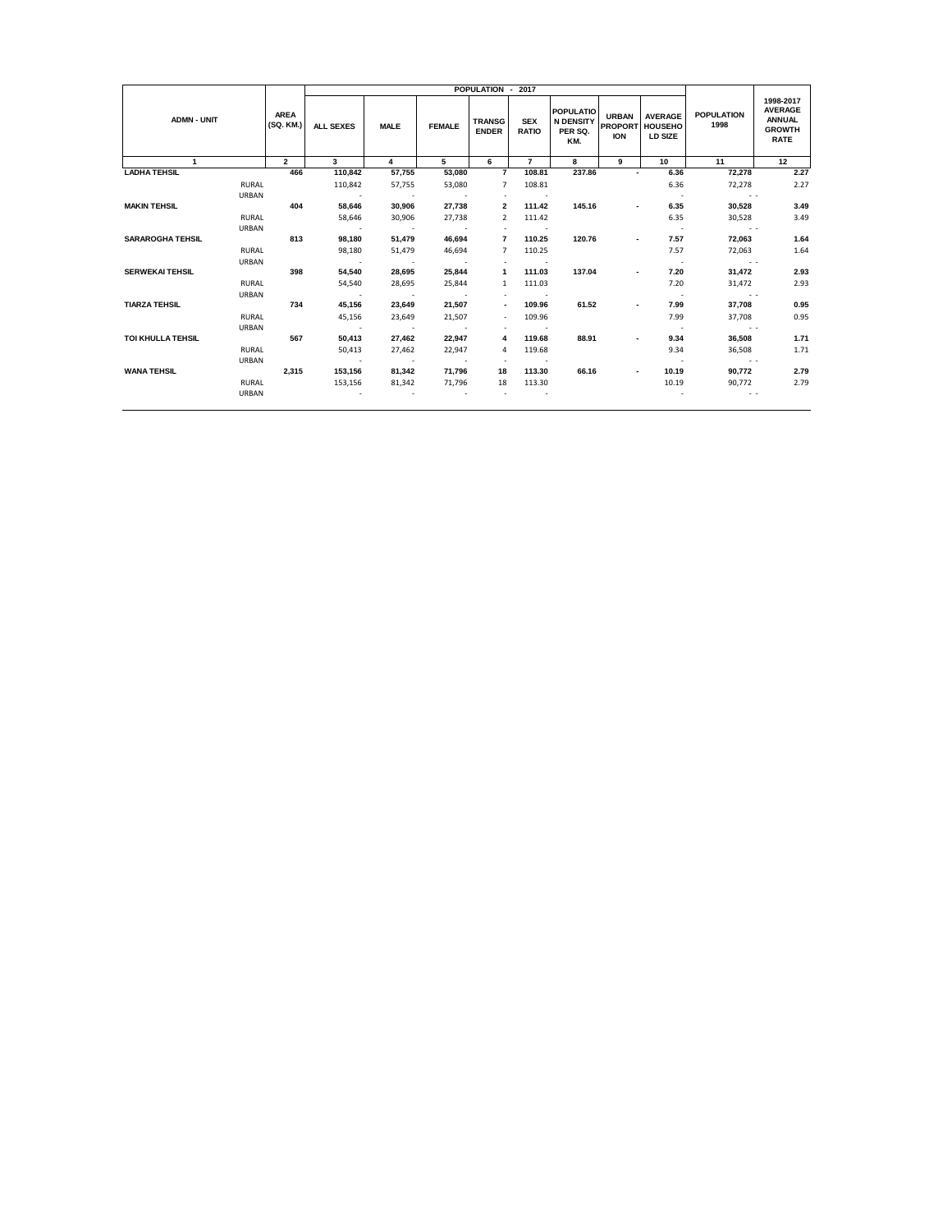| ADMN - UNIT | | AREA (SQ. KM.) | POPULATION - 2017 | | | | | | | | | POPULATION 1998 | 1998-2017 AVERAGE ANNUAL GROWTH RATE |
|---|---|---|---|---|---|---|---|---|---|---|---|---|---|
| | | | ALL SEXES | MALE | FEMALE | TRANSGENDER | SEX RATIO | POPULATION DENSITY PER SQ. KM. | URBAN PROPORTION | AVERAGE HOUSEHOLD SIZE | | | |
| 1 | | 2 | 3 | 4 | 5 | 6 | 7 | 8 | 9 | 10 | | 11 | 12 |
| **LADHA TEHSIL** | | **466** | **110,842** | **57,755** | **53,080** | **7** | **108.81** | **237.86** | **-** | **6.36** | | **72,278** | **2.27** |
| | RURAL | | 110,842 | 57,755 | 53,080 | 7 | 108.81 | | | 6.36 | | 72,278 | 2.27 |
| | URBAN | | - | - | - | - | - | | | - | | - - | |
| **MAKIN TEHSIL** | | **404** | **58,646** | **30,906** | **27,738** | **2** | **111.42** | **145.16** | **-** | **6.35** | | **30,528** | **3.49** |
| | RURAL | | 58,646 | 30,906 | 27,738 | 2 | 111.42 | | | 6.35 | | 30,528 | 3.49 |
| | URBAN | | - | - | - | - | - | | | - | | - - | |
| **SARAROGHA TEHSIL** | | **813** | **98,180** | **51,479** | **46,694** | **7** | **110.25** | **120.76** | **-** | **7.57** | | **72,063** | **1.64** |
| | RURAL | | 98,180 | 51,479 | 46,694 | 7 | 110.25 | | | 7.57 | | 72,063 | 1.64 |
| | URBAN | | - | - | - | - | - | | | - | | - - | |
| **SERWEKAI TEHSIL** | | **398** | **54,540** | **28,695** | **25,844** | **1** | **111.03** | **137.04** | **-** | **7.20** | | **31,472** | **2.93** |
| | RURAL | | 54,540 | 28,695 | 25,844 | 1 | 111.03 | | | 7.20 | | 31,472 | 2.93 |
| | URBAN | | - | - | - | - | - | | | - | | - - | |
| **TIARZA TEHSIL** | | **734** | **45,156** | **23,649** | **21,507** | **-** | **109.96** | **61.52** | **-** | **7.99** | | **37,708** | **0.95** |
| | RURAL | | 45,156 | 23,649 | 21,507 | - | 109.96 | | | 7.99 | | 37,708 | 0.95 |
| | URBAN | | - | - | - | - | - | | | - | | - - | |
| **TOI KHULLA TEHSIL** | | **567** | **50,413** | **27,462** | **22,947** | **4** | **119.68** | **88.91** | **-** | **9.34** | | **36,508** | **1.71** |
| | RURAL | | 50,413 | 27,462 | 22,947 | 4 | 119.68 | | | 9.34 | | 36,508 | 1.71 |
| | URBAN | | - | - | - | - | - | | | - | | - - | |
| **WANA TEHSIL** | | **2,315** | **153,156** | **81,342** | **71,796** | **18** | **113.30** | **66.16** | **-** | **10.19** | | **90,772** | **2.79** |
| | RURAL | | 153,156 | 81,342 | 71,796 | 18 | 113.30 | | | 10.19 | | 90,772 | 2.79 |
| | URBAN | | - | - | - | - | - | | | - | | - - | |